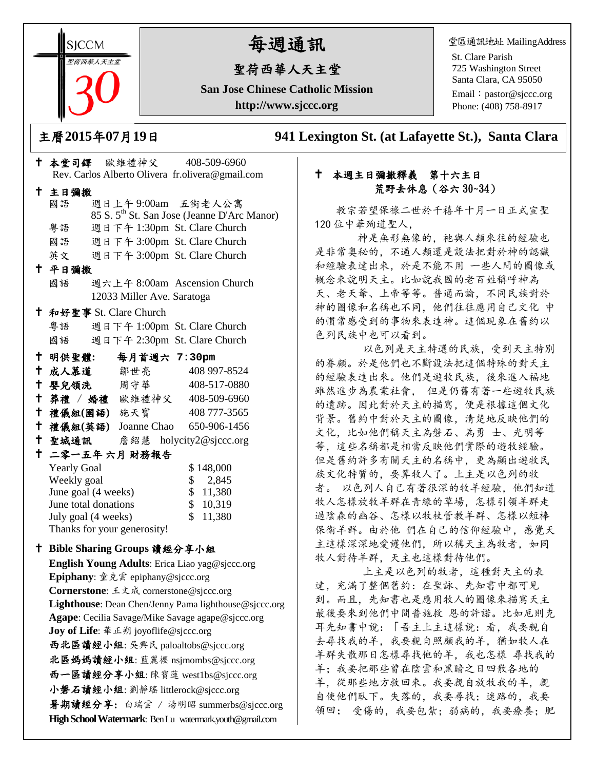SJCCM 聖荷西華人天主堂 30

# 每週通訊

## 聖荷西華人天主堂

**San Jose Chinese Catholic Mission**

**http://www.sjccc.org**

堂區通訊地址 MailingAddress

St. Clare Parish
725 Washington Street
Santa Clara, CA 95050
Email：pastor@sjccc.org
Phone: (408) 758-8917

**主曆2015年07月19日**　　**941 Lexington St. (at Lafayette St.), Santa Clara**

† **本堂司鐸**　歐維禮神父　408-509-6960
Rev. Carlos Alberto Olivera fr.olivera@gmail.com

† **主日彌撒**
- 國語　週日上午 9:00am　五街老人公寓
  85 S. 5th St. San Jose (Jeanne D'Arc Manor)
- 粵語　週日下午 1:30pm St. Clare Church
- 國語　週日下午 3:00pm St. Clare Church
- 英文　週日下午 3:00pm St. Clare Church

† **平日彌撒**
- 國語　週六上午 8:00am Ascension Church
  12033 Miller Ave. Saratoga

† **和好聖事** St. Clare Church
- 粵語　週日下午 1:00pm St. Clare Church
- 國語　週日下午 2:30pm St. Clare Church

† **明供聖體:**　**每月首週六 7:30pm**

† **成人慕道**　鄒世亮　408 997-8524

† **嬰兒領洗**　周守華　408-517-0880

† **葬禮 / 婚禮**　歐維禮神父　408-509-6960

† **禮儀組(國語)**　施天寶　408 777-3565

† **禮儀組(英語)**　Joanne Chao　650-906-1456

† **聖城通訊**　詹紹慧　holycity2@sjccc.org

† **二零一五年 六月 財務報告**

| | |
|---|---|
| Yearly Goal | $ 148,000 |
| Weekly goal | $ 2,845 |
| June goal (4 weeks) | $ 11,380 |
| June total donations | $ 10,319 |
| July goal (4 weeks) | $ 11,380 |

Thanks for your generosity!

† **Bible Sharing Groups 讀經分享小組**

**English Young Adults**: Erica Liao yag@sjccc.org
**Epiphany**: 童克雲 epiphany@sjccc.org
**Cornerstone**: 王文成 cornerstone@sjccc.org
**Lighthouse**: Dean Chen/Jenny Pama lighthouse@sjccc.org
**Agape**: Cecilia Savage/Mike Savage agape@sjccc.org
**Joy of Life**: 華正朔 joyoflife@sjccc.org
**西北區讀經小組**: 吳興民 paloaltobs@sjccc.org
**北區媽媽讀經小組**: 藍麗櫻 nsjmombs@sjccc.org
**西一區讀經分享小組**: 陳寶蓮 west1bs@sjccc.org
**小磐石讀經小組**: 劉靜瑤 littlerock@sjccc.org
**暑期讀經分享**: 白瑞雲 / 湯明昭 summerbs@sjccc.org
**High School Watermark**: Ben Lu watermark.youth@gmail.com

## † 本週主日彌撒釋義　第十六主日
## 荒野去休息（谷六 30~34）

教宗若望保祿二世於千禧年十月一日正式宣聖120 位中華殉道聖人，

神是無形無像的，祂與人類來往的經驗也是非常奧秘的，不過人類還是設法把對於神的認識和經驗表達出來，於是不能不用 一些人間的圖像或概念來說明天主。比如說我國的老百姓稱呼神為天、老天爺、上帝等等。普通而論，不同民族對於神的圖像和名稱也不同，他們往往應用自己文化 中的慣常感受到的事物來表達神。這個現象在舊約以色列民族中也可以看到。

以色列是天主特選的民族，受到天主特別的眷顧。於是他們也不斷設法把這個特殊的對天主的經驗表達出來。他們是遊牧民族，後來進入福地雖然進步為農業社會， 但是仍舊有著一些遊牧民族的遺跡。因此對於天主的描寫，便是根據這個文化背景。舊約中對於天主的圖像，清楚地反映他們的文化，比如他們稱天主為磐石、為勇 士、光明等等，這些名稱都是相當反映他們實際的遊牧經驗。但是舊約許多有關天主的名稱中，更為顯出遊牧民族文化特質的，要算牧人了。上主是以色列的牧者。 以色列人自己有著很深的牧羊經驗，他們知道牧人怎樣放牧羊群在青綠的草場，怎樣引領羊群走過陰森的幽谷、怎樣以牧杖管教羊群、怎樣以短棒保衛羊群。由於他 們在自己的信仰經驗中，感覺天主這樣深深地愛護他們，所以稱天主為牧者，如同牧人對待羊群，天主也這樣對待他們。

上主是以色列的牧者，這種對天主的表達，充滿了整個舊約：在聖詠、先知書中都可見到。而且，先知書也是應用牧人的圖像來描寫天主最後要來到他們中間普施救 恩的許諾。比如厄則克耳先知書中說：「吾主上主這樣說：看，我要親自去尋找我的羊，我要親自照顧我的羊，猶如牧人在羊群失散那日怎樣尋找他的羊，我也怎樣 尋找我的羊；我要把那些曾在陰雲和黑暗之日四散各地的羊，從那些地方救回來。我要親自放牧我的羊，親自使他們臥下。失落的，我要尋找；迷路的，我要領回； 受傷的，我要包紮；弱病的，我要療養；肥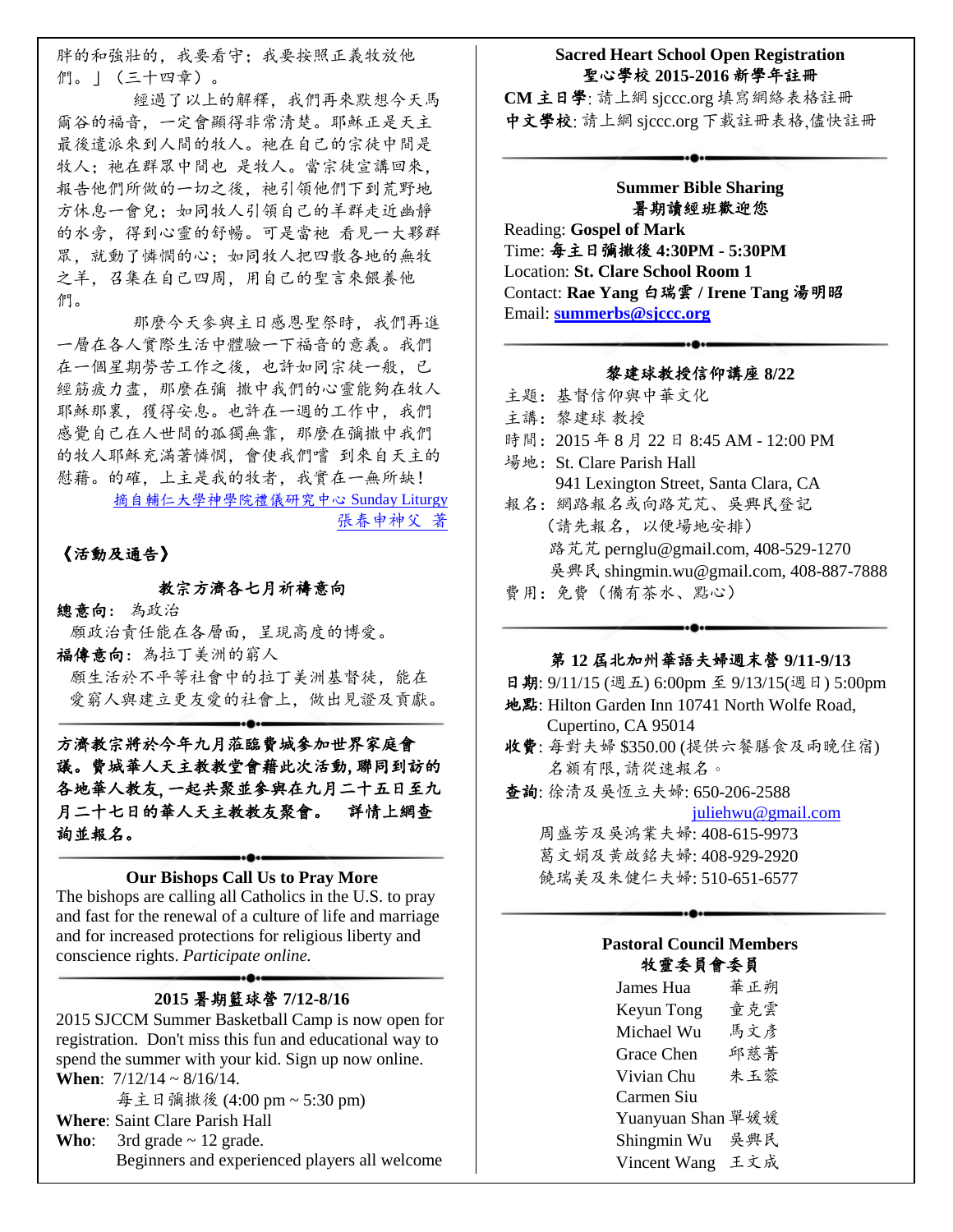胖的和強壯的，我要看守；我要按照正義牧放他們。」（三十四章）。

經過了以上的解釋，我們再來默想今天馬爾谷的福音，一定會顯得非常清楚。耶穌正是天主最後遣派來到人間的牧人。祂在自己的宗徒中間是牧人；祂在群眾中間也 是牧人。當宗徒宣講回來，報告他們所做的一切之後，祂引領他們下到荒野地方休息一會兒；如同牧人引領自己的羊群走近幽靜的水旁，得到心靈的舒暢。可是當祂 看見一大夥群眾，就動了憐憫的心；如同牧人把四散各地的無牧之羊，召集在自己四周，用自己的聖言來餵養他們。

那麼今天參與主日感恩聖祭時，我們再進一層在各人實際生活中體驗一下福音的意義。我們在一個星期勞苦工作之後，也許如同宗徒一般，已經筋疲力盡，那麼在彌 撒中我們的心靈能夠在牧人耶穌那裏，獲得安息。也許在一週的工作中，我們感覺自己在人世間的孤獨無靠，那麼在彌撒中我們的牧人耶穌充滿著憐憫，會使我們嚐 到來自天主的慰藉。的確，上主是我的牧者，我實在一無所缺！

摘自輔仁大學神學院禮儀研究中心 Sunday Liturgy
張春申神父 著

## 《活動及通告》

### 教宗方濟各七月祈禱意向

**總意向**：為政治
願政治責任能在各層面，呈現高度的博愛。

**福傳意向**：為拉丁美洲的窮人
願生活於不平等社會中的拉丁美洲基督徒，能在愛窮人與建立更友愛的社會上，做出見證及貢獻。

---

**方濟教宗將於今年九月蒞臨費城參加世界家庭會議。費城華人天主教教堂會藉此次活動，聯同到訪的各地華人教友，一起共聚並參與在九月二十五日至九月二十七日的華人天主教教友聚會。　詳情上網查詢並報名。**

---

### Our Bishops Call Us to Pray More

The bishops are calling all Catholics in the U.S. to pray and fast for the renewal of a culture of life and marriage and for increased protections for religious liberty and conscience rights. *Participate online.*

---

### 2015 暑期籃球營 7/12-8/16

2015 SJCCM Summer Basketball Camp is now open for registration. Don't miss this fun and educational way to spend the summer with your kid. Sign up now online.

**When**: 7/12/14 ~ 8/16/14.
每主日彌撒後 (4:00 pm ~ 5:30 pm)

**Where**: Saint Clare Parish Hall

**Who**: 3rd grade ~ 12 grade.
Beginners and experienced players all welcome

---

### Sacred Heart School Open Registration
### 聖心學校 2015-2016 新學年註冊

**CM 主日學**: 請上網 sjccc.org 填寫網絡表格註冊
**中文學校**: 請上網 sjccc.org 下載註冊表格,儘快註冊

---

### Summer Bible Sharing
### 暑期讀經班歡迎您

Reading: **Gospel of Mark**
Time: **每主日彌撒後 4:30PM - 5:30PM**
Location: **St. Clare School Room 1**
Contact: **Rae Yang 白瑞雲 / Irene Tang 湯明昭**
Email: **summerbs@sjccc.org**

---

### 黎建球教授信仰講座 8/22

主題：基督信仰與中華文化
主講：黎建球 教授
時間：2015 年 8 月 22 日 8:45 AM - 12:00 PM
場地：St. Clare Parish Hall
941 Lexington Street, Santa Clara, CA
報名：網路報名或向路芃芃、吳興民登記
（請先報名，以便場地安排）
路芃芃 pernglu@gmail.com, 408-529-1270
吳興民 shingmin.wu@gmail.com, 408-887-7888
費用：免費（備有茶水、點心）

---

### 第 12 屆北加州華語夫婦週末營 9/11-9/13

**日期**: 9/11/15 (週五) 6:00pm 至 9/13/15(週日) 5:00pm
**地點**: Hilton Garden Inn 10741 North Wolfe Road, Cupertino, CA 95014
**收費**: 每對夫婦 $350.00 (提供六餐膳食及兩晚住宿) 名額有限, 請從速報名。
**查詢**: 徐清及吳恆立夫婦: 650-206-2588
juliehwu@gmail.com
周盛芳及吳鴻業夫婦: 408-615-9973
葛文娟及黃啟銘夫婦: 408-929-2920
饒瑞美及朱健仁夫婦: 510-651-6577

---

### Pastoral Council Members
### 牧靈委員會委員

| | |
|---|---|
| James Hua | 華正朔 |
| Keyun Tong | 童克雲 |
| Michael Wu | 馬文彥 |
| Grace Chen | 邱慈菁 |
| Vivian Chu | 朱玉蓉 |
| Carmen Siu | |
| Yuanyuan Shan | 單媛媛 |
| Shingmin Wu | 吳興民 |
| Vincent Wang | 王文成 |